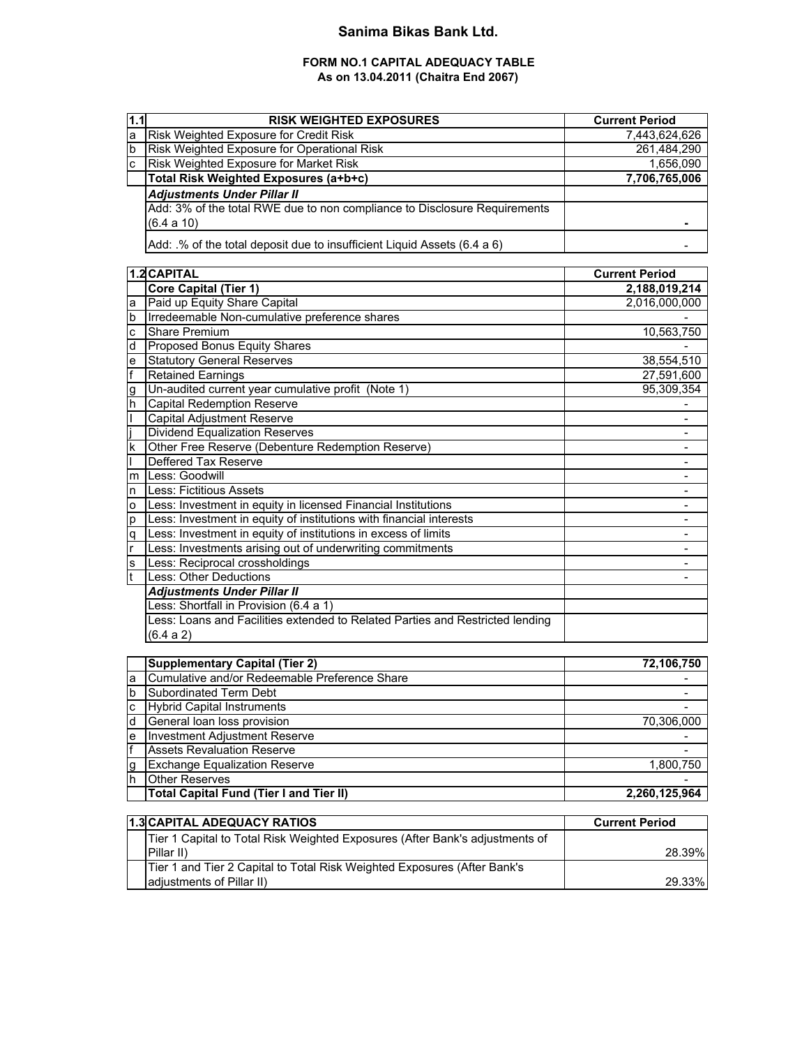# Sanima Bikas Bank Ltd.

## FORM NO.1 CAPITAL ADEQUACY TABLE
### As on 13.04.2011 (Chaitra End 2067)

| 1.1 | RISK WEIGHTED EXPOSURES | Current Period |
|---|---|---|
| a | Risk Weighted Exposure for Credit Risk | 7,443,624,626 |
| b | Risk Weighted Exposure for Operational Risk | 261,484,290 |
| c | Risk Weighted Exposure for Market Risk | 1,656,090 |
| | **Total Risk Weighted Exposures (a+b+c)** | **7,706,765,006** |
| | ***Adjustments Under Pillar II*** | |
| | Add: 3% of the total RWE due to non compliance to Disclosure Requirements (6.4 a 10) | - |
| | Add: .% of the total deposit due to insufficient Liquid Assets (6.4 a 6) | - |

| 1.2 | CAPITAL | Current Period |
|---|---|---|
| | **Core Capital (Tier 1)** | **2,188,019,214** |
| a | Paid up Equity Share Capital | 2,016,000,000 |
| b | Irredeemable Non-cumulative preference shares | - |
| c | Share Premium | 10,563,750 |
| d | Proposed Bonus Equity Shares | - |
| e | Statutory General Reserves | 38,554,510 |
| f | Retained Earnings | 27,591,600 |
| g | Un-audited current year cumulative profit (Note 1) | 95,309,354 |
| h | Capital Redemption Reserve | - |
| I | Capital Adjustment Reserve | - |
| j | Dividend Equalization Reserves | - |
| k | Other Free Reserve (Debenture Redemption Reserve) | - |
| l | Deffered Tax Reserve | - |
| m | Less: Goodwill | - |
| n | Less: Fictitious Assets | - |
| o | Less: Investment in equity in licensed Financial Institutions | - |
| p | Less: Investment in equity of institutions with financial interests | - |
| q | Less: Investment in equity of institutions in excess of limits | - |
| r | Less: Investments arising out of underwriting commitments | - |
| s | Less: Reciprocal crossholdings | - |
| t | Less: Other Deductions | - |
| | ***Adjustments Under Pillar II*** | |
| | Less: Shortfall in Provision (6.4 a 1) | |
| | Less: Loans and Facilities extended to Related Parties and Restricted lending (6.4 a 2) | |

| | Supplementary Capital (Tier 2) | 72,106,750 |
|---|---|---|
| a | Cumulative and/or Redeemable Preference Share | - |
| b | Subordinated Term Debt | - |
| c | Hybrid Capital Instruments | - |
| d | General loan loss provision | 70,306,000 |
| e | Investment Adjustment Reserve | - |
| f | Assets Revaluation Reserve | - |
| g | Exchange Equalization Reserve | 1,800,750 |
| h | Other Reserves | - |
| | **Total Capital Fund (Tier I and Tier II)** | **2,260,125,964** |

| 1.3 | CAPITAL ADEQUACY RATIOS | Current Period |
|---|---|---|
| | Tier 1 Capital to Total Risk Weighted Exposures (After Bank's adjustments of Pillar II) | 28.39% |
| | Tier 1 and Tier 2 Capital to Total Risk Weighted Exposures (After Bank's adjustments of Pillar II) | 29.33% |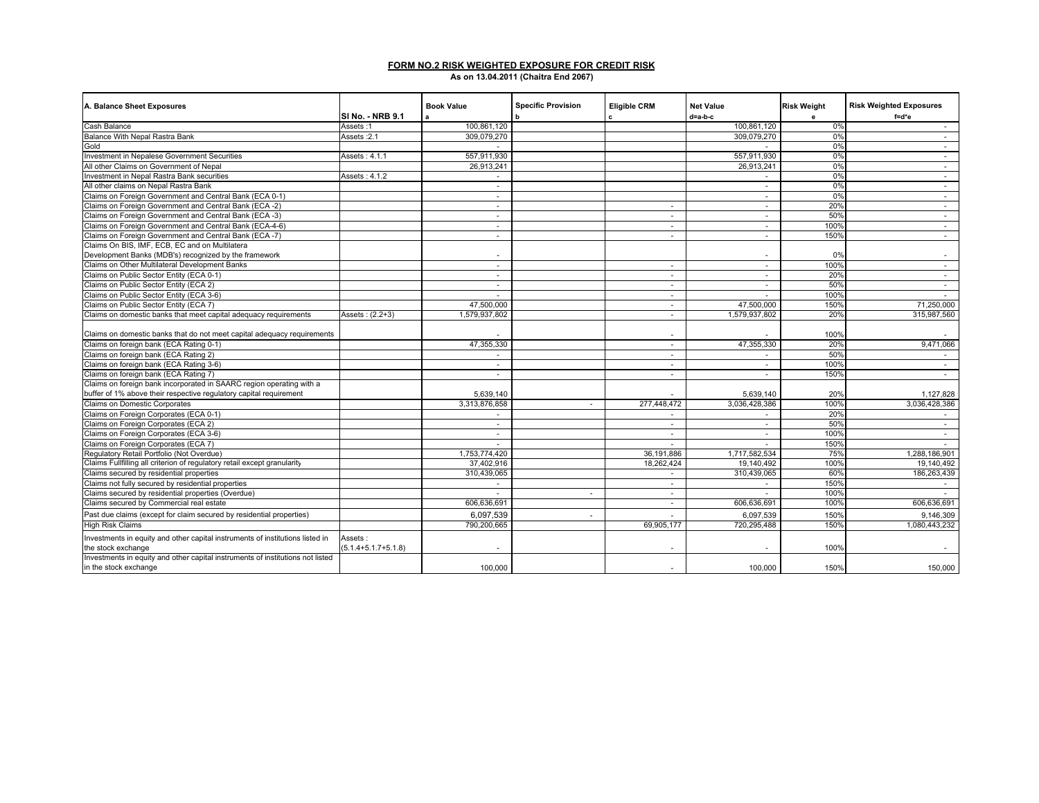# FORM NO.2 RISK WEIGHTED EXPOSURE FOR CREDIT RISK

**As on 13.04.2011 (Chaitra End 2067)**

| A. Balance Sheet Exposures | SI No. - NRB 9.1 | Book Value a | Specific Provision b | Eligible CRM c | Net Value d=a-b-c | Risk Weight e | Risk Weighted Exposures f=d*e |
|---|---|---|---|---|---|---|---|
| Cash Balance | Assets :1 | 100,861,120 | | | 100,861,120 | 0% | - |
| Balance With Nepal Rastra Bank | Assets :2.1 | 309,079,270 | | | 309,079,270 | 0% | - |
| Gold | | - | | | - | 0% | - |
| Investment in Nepalese Government Securities | Assets : 4.1.1 | 557,911,930 | | | 557,911,930 | 0% | - |
| All other Claims on Government of Nepal | | 26,913,241 | | | 26,913,241 | 0% | - |
| Investment in Nepal Rastra Bank securities | Assets : 4.1.2 | - | | | - | 0% | - |
| All other claims on Nepal Rastra Bank | | - | | | - | 0% | - |
| Claims on Foreign Government and Central Bank (ECA 0-1) | | - | | | - | 0% | - |
| Claims on Foreign Government and Central Bank (ECA -2) | | - | | - | - | 20% | - |
| Claims on Foreign Government and Central Bank (ECA -3) | | - | | - | - | 50% | - |
| Claims on Foreign Government and Central Bank (ECA-4-6) | | - | | - | - | 100% | - |
| Claims on Foreign Government and Central Bank (ECA -7) | | - | | - | - | 150% | - |
| Claims On BIS, IMF, ECB, EC and on Multilatera Development Banks (MDB's) recognized by the framework | | - | | | - | 0% | - |
| Claims on Other Multilateral Development Banks | | - | | - | - | 100% | - |
| Claims on Public Sector Entity (ECA 0-1) | | - | | - | - | 20% | - |
| Claims on Public Sector Entity (ECA 2) | | - | | - | - | 50% | - |
| Claims on Public Sector Entity (ECA 3-6) | | - | | - | - | 100% | - |
| Claims on Public Sector Entity (ECA 7) | | 47,500,000 | | - | 47,500,000 | 150% | 71,250,000 |
| Claims on domestic banks that meet capital adequacy requirements | Assets : (2.2+3) | 1,579,937,802 | | - | 1,579,937,802 | 20% | 315,987,560 |
| Claims on domestic banks that do not meet capital adequacy requirements | | - | | - | - | 100% | - |
| Claims on foreign bank (ECA Rating 0-1) | | 47,355,330 | | - | 47,355,330 | 20% | 9,471,066 |
| Claims on foreign bank (ECA Rating 2) | | - | | - | - | 50% | - |
| Claims on foreign bank (ECA Rating 3-6) | | - | | - | - | 100% | - |
| Claims on foreign bank (ECA Rating 7) | | - | | - | - | 150% | - |
| Claims on foreign bank incorporated in SAARC region operating with a buffer of 1% above their respective regulatory capital requirement | | 5,639,140 | | - | 5,639,140 | 20% | 1,127,828 |
| Claims on Domestic Corporates | | 3,313,876,858 | - | 277,448,472 | 3,036,428,386 | 100% | 3,036,428,386 |
| Claims on Foreign Corporates (ECA 0-1) | | - | | - | - | 20% | - |
| Claims on Foreign Corporates (ECA 2) | | - | | - | - | 50% | - |
| Claims on Foreign Corporates (ECA 3-6) | | - | | - | - | 100% | - |
| Claims on Foreign Corporates (ECA 7) | | - | | - | - | 150% | - |
| Regulatory Retail Portfolio (Not Overdue) | | 1,753,774,420 | | 36,191,886 | 1,717,582,534 | 75% | 1,288,186,901 |
| Claims Fullfilling all criterion of regulatory retail except granularity | | 37,402,916 | | 18,262,424 | 19,140,492 | 100% | 19,140,492 |
| Claims secured by residential properties | | 310,439,065 | | - | 310,439,065 | 60% | 186,263,439 |
| Claims not fully secured by residential properties | | - | | - | - | 150% | - |
| Claims secured by residential properties (Overdue) | | - | - | - | - | 100% | - |
| Claims secured by Commercial real estate | | 606,636,691 | | - | 606,636,691 | 100% | 606,636,691 |
| Past due claims (except for claim secured by residential properties) | | 6,097,539 | - | - | 6,097,539 | 150% | 9,146,309 |
| High Risk Claims | | 790,200,665 | | 69,905,177 | 720,295,488 | 150% | 1,080,443,232 |
| Investments in equity and other capital instruments of institutions listed in the stock exchange | Assets : (5.1.4+5.1.7+5.1.8) | - | | - | - | 100% | - |
| Investments in equity and other capital instruments of institutions not listed in the stock exchange | | 100,000 | | - | 100,000 | 150% | 150,000 |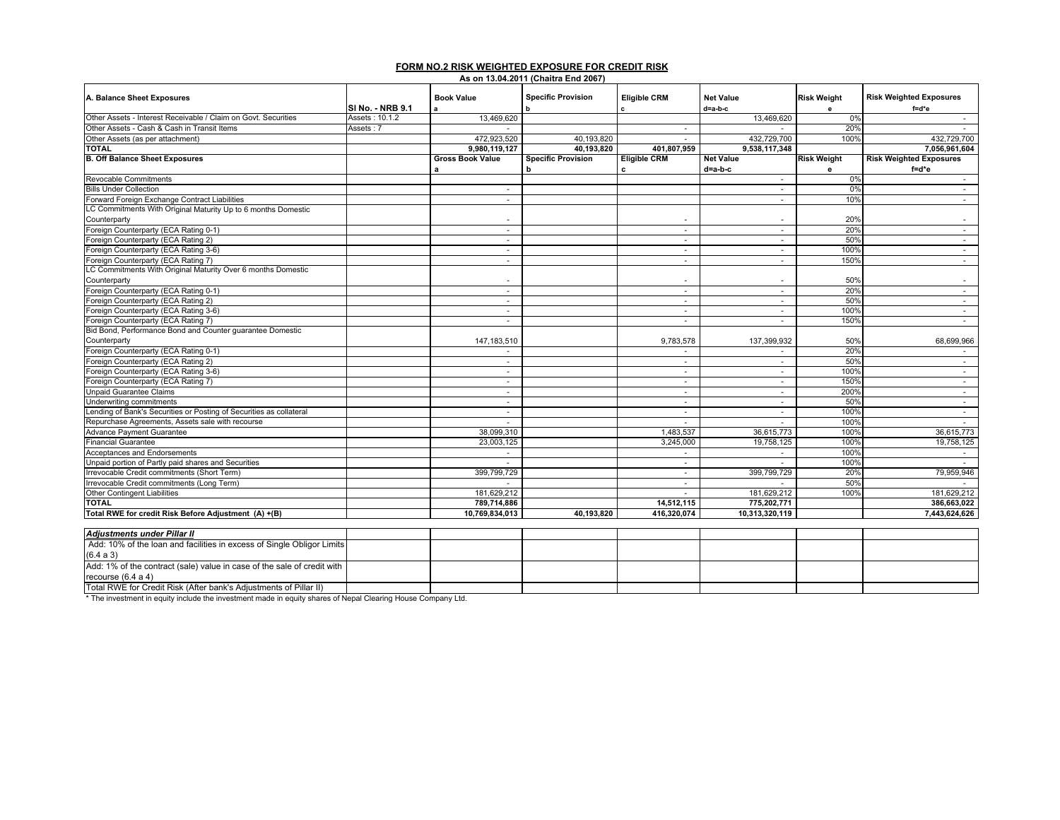## FORM NO.2 RISK WEIGHTED EXPOSURE FOR CREDIT RISK

**As on 13.04.2011 (Chaitra End 2067)**

| A. Balance Sheet Exposures | SI No. - NRB 9.1 | Book Value a | Specific Provision b | Eligible CRM c | Net Value d=a-b-c | Risk Weight e | Risk Weighted Exposures f=d*e |
|---|---|---|---|---|---|---|---|
| Other Assets - Interest Receivable / Claim on Govt. Securities | Assets : 10.1.2 | 13,469,620 | | | 13,469,620 | 0% | - |
| Other Assets - Cash & Cash in Transit Items | Assets : 7 | - | | - | - | 20% | - |
| Other Assets (as per attachment) | | 472,923,520 | 40,193,820 | - | 432,729,700 | 100% | 432,729,700 |
| **TOTAL** | | **9,980,119,127** | **40,193,820** | **401,807,959** | **9,538,117,348** | | **7,056,961,604** |
| **B. Off Balance Sheet Exposures** | | **Gross Book Value a** | **Specific Provision b** | **Eligible CRM c** | **Net Value d=a-b-c** | **Risk Weight e** | **Risk Weighted Exposures f=d*e** |
| Revocable Commitments | | | | | - | 0% | - |
| Bills Under Collection | | - | | | - | 0% | - |
| Forward Foreign Exchange Contract Liabilities | | - | | | - | 10% | - |
| LC Commitments With Original Maturity Up to 6 months Domestic Counterparty | | - | | - | - | 20% | - |
| Foreign Counterparty (ECA Rating 0-1) | | - | | - | - | 20% | - |
| Foreign Counterparty (ECA Rating 2) | | - | | - | - | 50% | - |
| Foreign Counterparty (ECA Rating 3-6) | | - | | - | - | 100% | - |
| Foreign Counterparty (ECA Rating 7) | | - | | - | - | 150% | - |
| LC Commitments With Original Maturity Over 6 months Domestic Counterparty | | - | | - | - | 50% | - |
| Foreign Counterparty (ECA Rating 0-1) | | - | | - | - | 20% | - |
| Foreign Counterparty (ECA Rating 2) | | - | | - | - | 50% | - |
| Foreign Counterparty (ECA Rating 3-6) | | - | | - | - | 100% | - |
| Foreign Counterparty (ECA Rating 7) | | - | | - | - | 150% | - |
| Bid Bond, Performance Bond and Counter guarantee Domestic Counterparty | | 147,183,510 | | 9,783,578 | 137,399,932 | 50% | 68,699,966 |
| Foreign Counterparty (ECA Rating 0-1) | | - | | - | - | 20% | - |
| Foreign Counterparty (ECA Rating 2) | | - | | - | - | 50% | - |
| Foreign Counterparty (ECA Rating 3-6) | | - | | - | - | 100% | - |
| Foreign Counterparty (ECA Rating 7) | | - | | - | - | 150% | - |
| Unpaid Guarantee Claims | | - | | - | - | 200% | - |
| Underwriting commitments | | - | | - | - | 50% | - |
| Lending of Bank's Securities or Posting of Securities as collateral | | - | | - | - | 100% | - |
| Repurchase Agreements, Assets sale with recourse | | - | | - | - | 100% | - |
| Advance Payment Guarantee | | 38,099,310 | | 1,483,537 | 36,615,773 | 100% | 36,615,773 |
| Financial Guarantee | | 23,003,125 | | 3,245,000 | 19,758,125 | 100% | 19,758,125 |
| Acceptances and Endorsements | | - | | - | - | 100% | - |
| Unpaid portion of Partly paid shares and Securities | | - | | - | - | 100% | - |
| Irrevocable Credit commitments (Short Term) | | 399,799,729 | | - | 399,799,729 | 20% | 79,959,946 |
| Irrevocable Credit commitments (Long Term) | | - | | - | - | 50% | - |
| Other Contingent Liabilities | | 181,629,212 | | - | 181,629,212 | 100% | 181,629,212 |
| **TOTAL** | | **789,714,886** | | **14,512,115** | **775,202,771** | | **386,663,022** |
| **Total RWE for credit Risk Before Adjustment (A) +(B)** | | **10,769,834,013** | **40,193,820** | **416,320,074** | **10,313,320,119** | | **7,443,624,626** |

| ***Adjustments under Pillar II*** | | | | | | | |
|---|---|---|---|---|---|---|---|
| Add: 10% of the loan and facilities in excess of Single Obligor Limits (6.4 a 3) | | | | | | | |
| Add: 1% of the contract (sale) value in case of the sale of credit with recourse (6.4 a 4) | | | | | | | |
| Total RWE for Credit Risk (After bank's Adjustments of Pillar II) | | | | | | | |

* The investment in equity include the investment made in equity shares of Nepal Clearing House Company Ltd.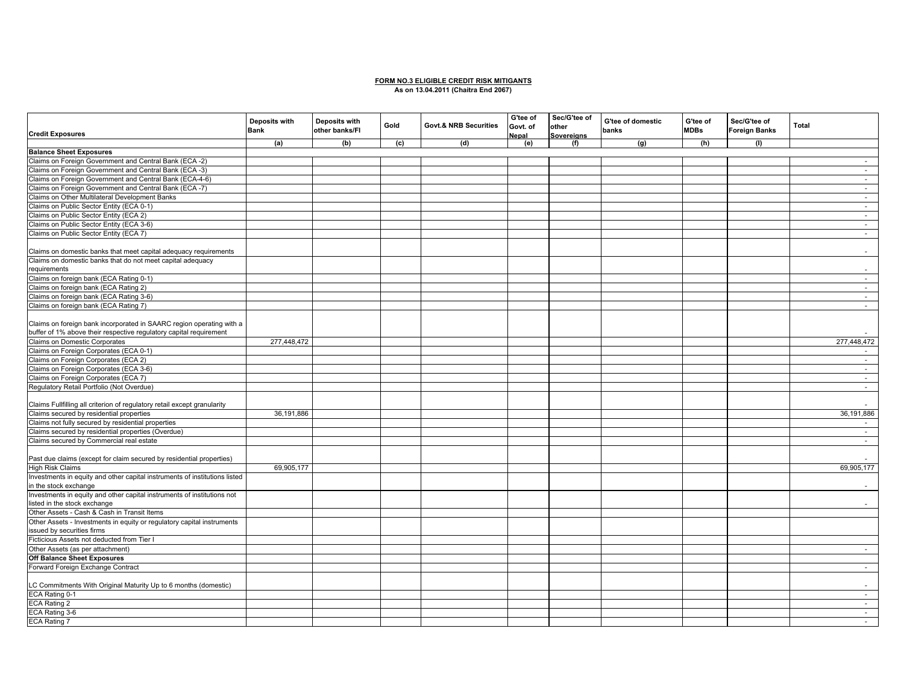**FORM NO.3 ELIGIBLE CREDIT RISK MITIGANTS**

**As on 13.04.2011 (Chaitra End 2067)**

| Credit Exposures | Deposits with Bank | Deposits with other banks/FI | Gold | Govt.& NRB Securities | G'tee of Govt. of Nepal | Sec/G'tee of other Sovereigns | G'tee of domestic banks | G'tee of MDBs | Sec/G'tee of Foreign Banks | Total |
|---|---|---|---|---|---|---|---|---|---|---|
| | (a) | (b) | (c) | (d) | (e) | (f) | (g) | (h) | (I) | |
| **Balance Sheet Exposures** | | | | | | | | | | |
| Claims on Foreign Government and Central Bank (ECA -2) | | | | | | | | | | - |
| Claims on Foreign Government and Central Bank (ECA -3) | | | | | | | | | | - |
| Claims on Foreign Government and Central Bank (ECA-4-6) | | | | | | | | | | - |
| Claims on Foreign Government and Central Bank (ECA -7) | | | | | | | | | | - |
| Claims on Other Multilateral Development Banks | | | | | | | | | | - |
| Claims on Public Sector Entity (ECA 0-1) | | | | | | | | | | - |
| Claims on Public Sector Entity (ECA 2) | | | | | | | | | | - |
| Claims on Public Sector Entity (ECA 3-6) | | | | | | | | | | - |
| Claims on Public Sector Entity (ECA 7) | | | | | | | | | | - |
| Claims on domestic banks that meet capital adequacy requirements | | | | | | | | | | - |
| Claims on domestic banks that do not meet capital adequacy requirements | | | | | | | | | | - |
| Claims on foreign bank (ECA Rating 0-1) | | | | | | | | | | - |
| Claims on foreign bank (ECA Rating 2) | | | | | | | | | | - |
| Claims on foreign bank (ECA Rating 3-6) | | | | | | | | | | - |
| Claims on foreign bank (ECA Rating 7) | | | | | | | | | | - |
| Claims on foreign bank incorporated in SAARC region operating with a buffer of 1% above their respective regulatory capital requirement | | | | | | | | | | - |
| Claims on Domestic Corporates | 277,448,472 | | | | | | | | | 277,448,472 |
| Claims on Foreign Corporates (ECA 0-1) | | | | | | | | | | - |
| Claims on Foreign Corporates (ECA 2) | | | | | | | | | | - |
| Claims on Foreign Corporates (ECA 3-6) | | | | | | | | | | - |
| Claims on Foreign Corporates (ECA 7) | | | | | | | | | | - |
| Regulatory Retail Portfolio (Not Overdue) | | | | | | | | | | - |
| Claims Fullfilling all criterion of regulatory retail except granularity | | | | | | | | | | - |
| Claims secured by residential properties | 36,191,886 | | | | | | | | | 36,191,886 |
| Claims not fully secured by residential properties | | | | | | | | | | - |
| Claims secured by residential properties (Overdue) | | | | | | | | | | - |
| Claims secured by Commercial real estate | | | | | | | | | | - |
| Past due claims (except for claim secured by residential properties) | | | | | | | | | | - |
| High Risk Claims | 69,905,177 | | | | | | | | | 69,905,177 |
| Investments in equity and other capital instruments of institutions listed in the stock exchange | | | | | | | | | | - |
| Investments in equity and other capital instruments of institutions not listed in the stock exchange | | | | | | | | | | - |
| Other Assets - Cash & Cash in Transit Items | | | | | | | | | | |
| Other Assets - Investments in equity or regulatory capital instruments issued by securities firms | | | | | | | | | | |
| Ficticious Assets not deducted from Tier I | | | | | | | | | | |
| Other Assets (as per attachment) | | | | | | | | | | - |
| **Off Balance Sheet Exposures** | | | | | | | | | | |
| Forward Foreign Exchange Contract | | | | | | | | | | - |
| LC Commitments With Original Maturity Up to 6 months (domestic) | | | | | | | | | | - |
| ECA Rating 0-1 | | | | | | | | | | - |
| ECA Rating 2 | | | | | | | | | | - |
| ECA Rating 3-6 | | | | | | | | | | - |
| ECA Rating 7 | | | | | | | | | | - |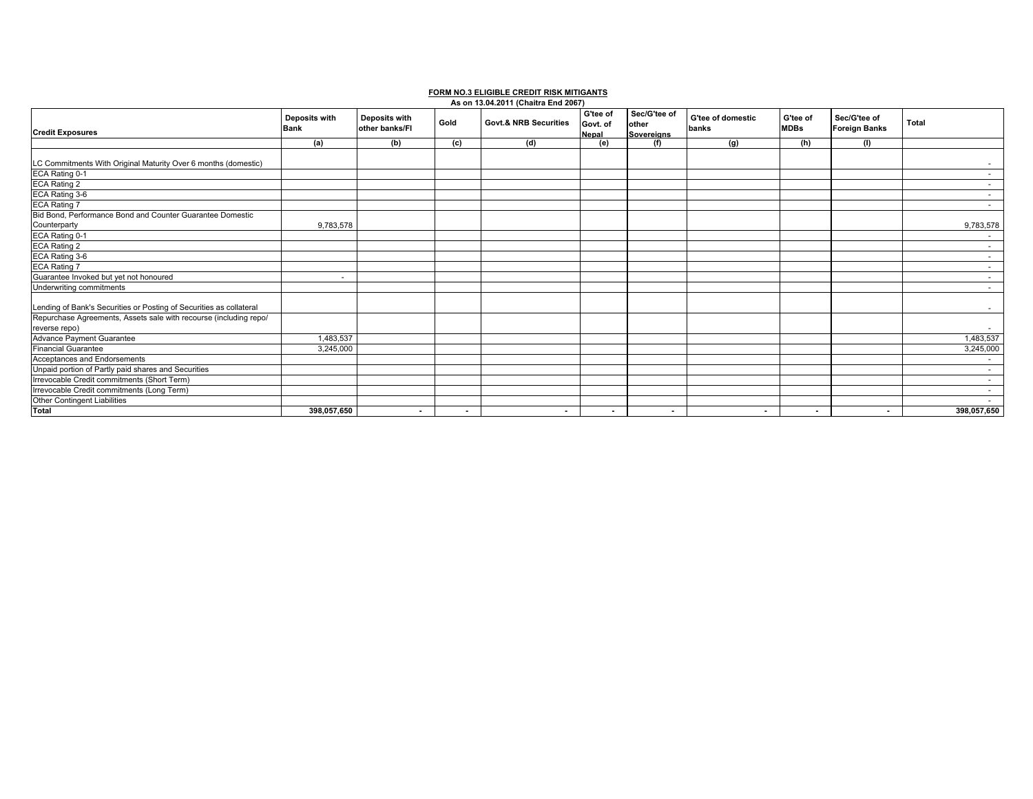**FORM NO.3 ELIGIBLE CREDIT RISK MITIGANTS**

**As on 13.04.2011 (Chaitra End 2067)**

| Credit Exposures | Deposits with Bank | Deposits with other banks/FI | Gold | Govt.& NRB Securities | G'tee of Govt. of Nepal | Sec/G'tee of other Sovereigns | G'tee of domestic banks | G'tee of MDBs | Sec/G'tee of Foreign Banks | Total |
|---|---|---|---|---|---|---|---|---|---|---|
| | (a) | (b) | (c) | (d) | (e) | (f) | (g) | (h) | (I) | |
| LC Commitments With Original Maturity Over 6 months (domestic) | | | | | | | | | | - |
| ECA Rating 0-1 | | | | | | | | | | - |
| ECA Rating 2 | | | | | | | | | | - |
| ECA Rating 3-6 | | | | | | | | | | - |
| ECA Rating 7 | | | | | | | | | | - |
| Bid Bond, Performance Bond and Counter Guarantee Domestic Counterparty | 9,783,578 | | | | | | | | | 9,783,578 |
| ECA Rating 0-1 | | | | | | | | | | - |
| ECA Rating 2 | | | | | | | | | | - |
| ECA Rating 3-6 | | | | | | | | | | - |
| ECA Rating 7 | | | | | | | | | | - |
| Guarantee Invoked but yet not honoured | - | | | | | | | | | - |
| Underwriting commitments | | | | | | | | | | - |
| Lending of Bank's Securities or Posting of Securities as collateral | | | | | | | | | | - |
| Repurchase Agreements, Assets sale with recourse (including repo/ reverse repo) | | | | | | | | | | - |
| Advance Payment Guarantee | 1,483,537 | | | | | | | | | 1,483,537 |
| Financial Guarantee | 3,245,000 | | | | | | | | | 3,245,000 |
| Acceptances and Endorsements | | | | | | | | | | - |
| Unpaid portion of Partly paid shares and Securities | | | | | | | | | | - |
| Irrevocable Credit commitments (Short Term) | | | | | | | | | | - |
| Irrevocable Credit commitments (Long Term) | | | | | | | | | | - |
| Other Contingent Liabilities | | | | | | | | | | - |
| **Total** | **398,057,650** | **-** | **-** | **-** | **-** | **-** | **-** | **-** | **-** | **398,057,650** |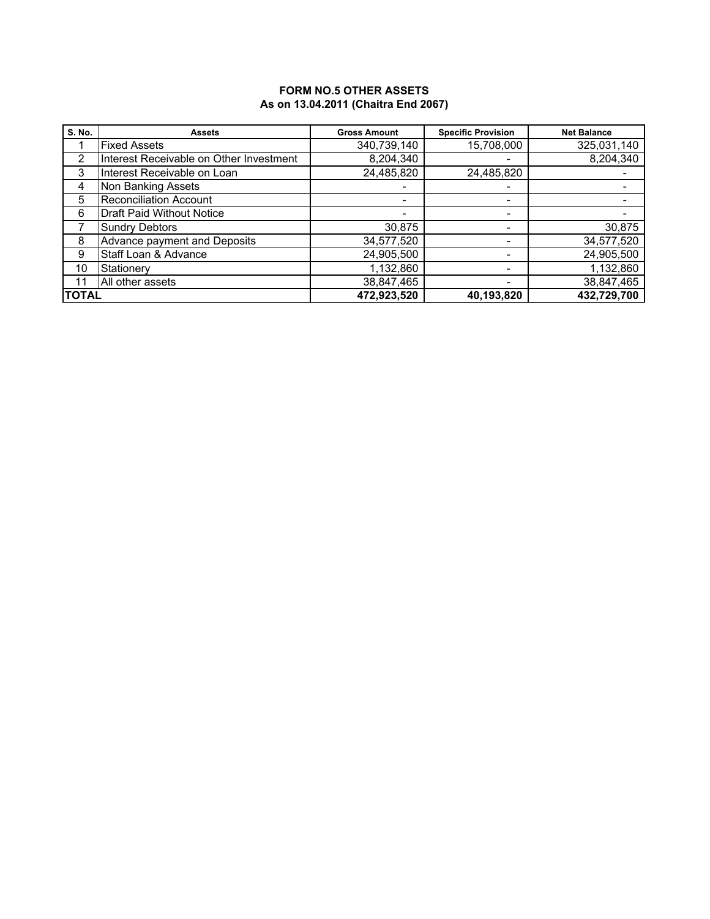**FORM NO.5 OTHER ASSETS**
**As on 13.04.2011 (Chaitra End 2067)**

| S. No. | Assets | Gross Amount | Specific Provision | Net Balance |
|---|---|---|---|---|
| 1 | Fixed Assets | 340,739,140 | 15,708,000 | 325,031,140 |
| 2 | Interest Receivable on Other Investment | 8,204,340 | - | 8,204,340 |
| 3 | Interest Receivable on Loan | 24,485,820 | 24,485,820 | - |
| 4 | Non Banking Assets | - | - | - |
| 5 | Reconciliation Account | - | - | - |
| 6 | Draft Paid Without Notice | - | - | - |
| 7 | Sundry Debtors | 30,875 | - | 30,875 |
| 8 | Advance payment and Deposits | 34,577,520 | - | 34,577,520 |
| 9 | Staff Loan & Advance | 24,905,500 | - | 24,905,500 |
| 10 | Stationery | 1,132,860 | - | 1,132,860 |
| 11 | All other assets | 38,847,465 | - | 38,847,465 |
| **TOTAL** | | **472,923,520** | **40,193,820** | **432,729,700** |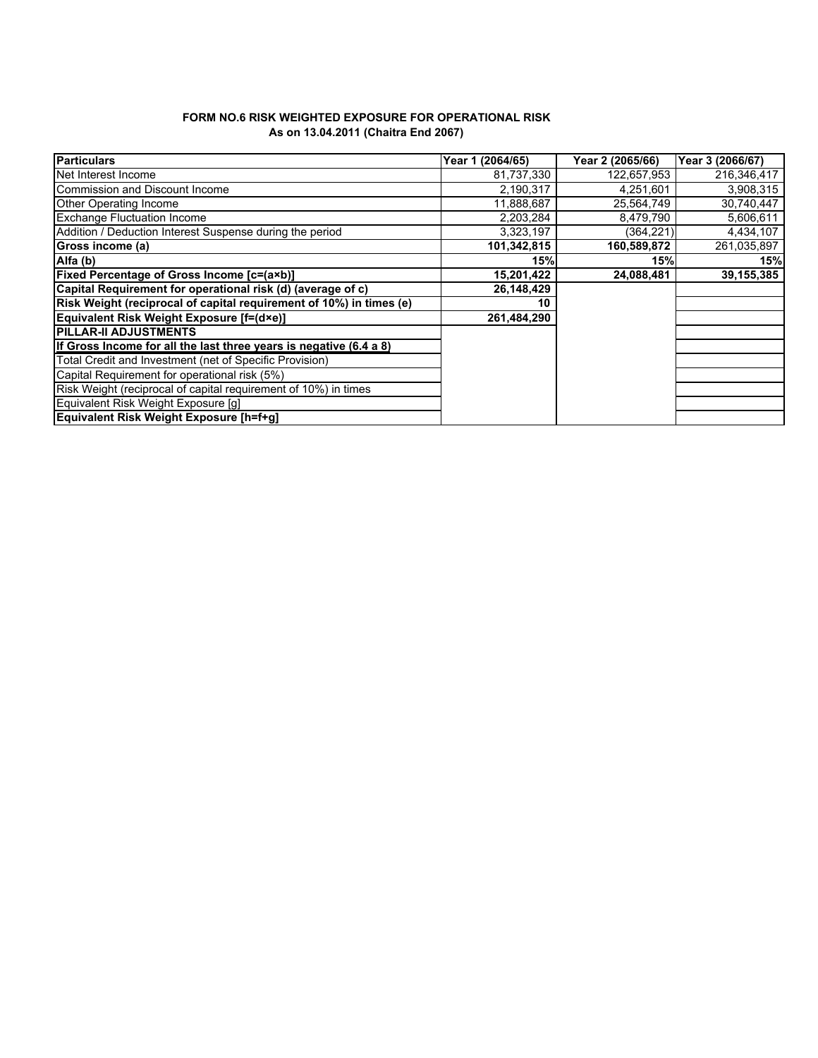## FORM NO.6 RISK WEIGHTED EXPOSURE FOR OPERATIONAL RISK
### As on 13.04.2011 (Chaitra End 2067)

| **Particulars** | **Year 1 (2064/65)** | **Year 2 (2065/66)** | **Year 3 (2066/67)** |
|---|---|---|---|
| Net Interest Income | 81,737,330 | 122,657,953 | 216,346,417 |
| Commission and Discount Income | 2,190,317 | 4,251,601 | 3,908,315 |
| Other Operating Income | 11,888,687 | 25,564,749 | 30,740,447 |
| Exchange Fluctuation Income | 2,203,284 | 8,479,790 | 5,606,611 |
| Addition / Deduction Interest Suspense during the period | 3,323,197 | (364,221) | 4,434,107 |
| **Gross income (a)** | **101,342,815** | **160,589,872** | 261,035,897 |
| **Alfa (b)** | **15%** | **15%** | **15%** |
| **Fixed Percentage of Gross Income [c=(a×b)]** | **15,201,422** | **24,088,481** | **39,155,385** |
| **Capital Requirement for operational risk (d) (average of c)** | **26,148,429** | | |
| **Risk Weight (reciprocal of capital requirement of 10%) in times (e)** | **10** | | |
| **Equivalent Risk Weight Exposure [f=(d×e)]** | **261,484,290** | | |
| **PILLAR-II ADJUSTMENTS** | | | |
| **If Gross Income for all the last three years is negative (6.4 a 8)** | | | |
| Total Credit and Investment (net of Specific Provision) | | | |
| Capital Requirement for operational risk (5%) | | | |
| Risk Weight (reciprocal of capital requirement of 10%) in times | | | |
| Equivalent Risk Weight Exposure [g] | | | |
| **Equivalent Risk Weight Exposure [h=f+g]** | | | |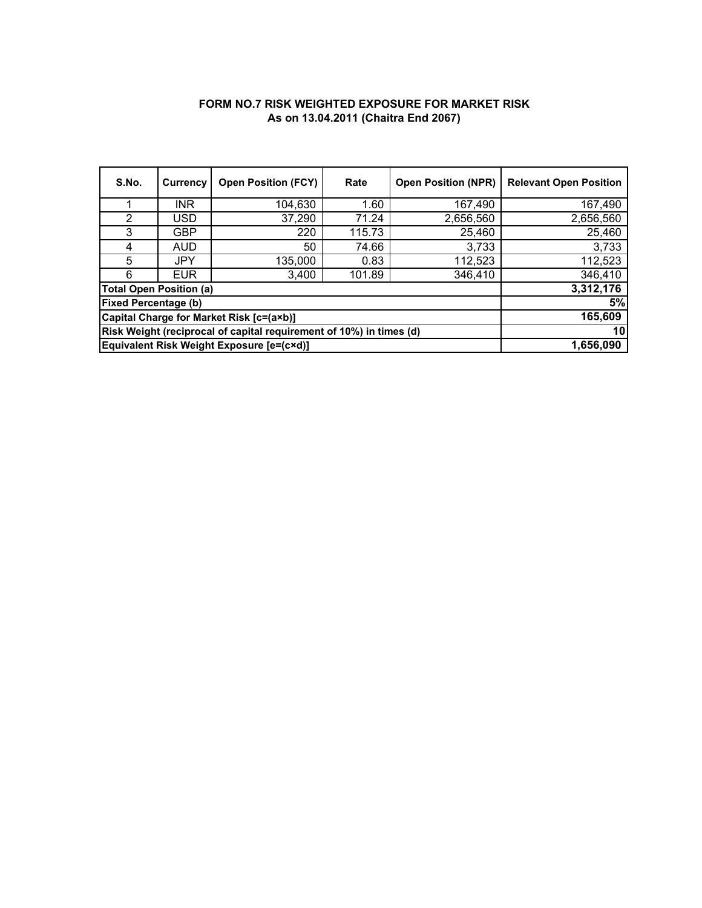**FORM NO.7 RISK WEIGHTED EXPOSURE FOR MARKET RISK**
**As on 13.04.2011 (Chaitra End 2067)**

| S.No. | Currency | Open Position (FCY) | Rate | Open Position (NPR) | Relevant Open Position |
|---|---|---|---|---|---|
| 1 | INR | 104,630 | 1.60 | 167,490 | 167,490 |
| 2 | USD | 37,290 | 71.24 | 2,656,560 | 2,656,560 |
| 3 | GBP | 220 | 115.73 | 25,460 | 25,460 |
| 4 | AUD | 50 | 74.66 | 3,733 | 3,733 |
| 5 | JPY | 135,000 | 0.83 | 112,523 | 112,523 |
| 6 | EUR | 3,400 | 101.89 | 346,410 | 346,410 |
| **Total Open Position (a)** | | | | | **3,312,176** |
| **Fixed Percentage (b)** | | | | | **5%** |
| **Capital Charge for Market Risk [c=(a×b)]** | | | | | **165,609** |
| **Risk Weight (reciprocal of capital requirement of 10%) in times (d)** | | | | | **10** |
| **Equivalent Risk Weight Exposure [e=(c×d)]** | | | | | **1,656,090** |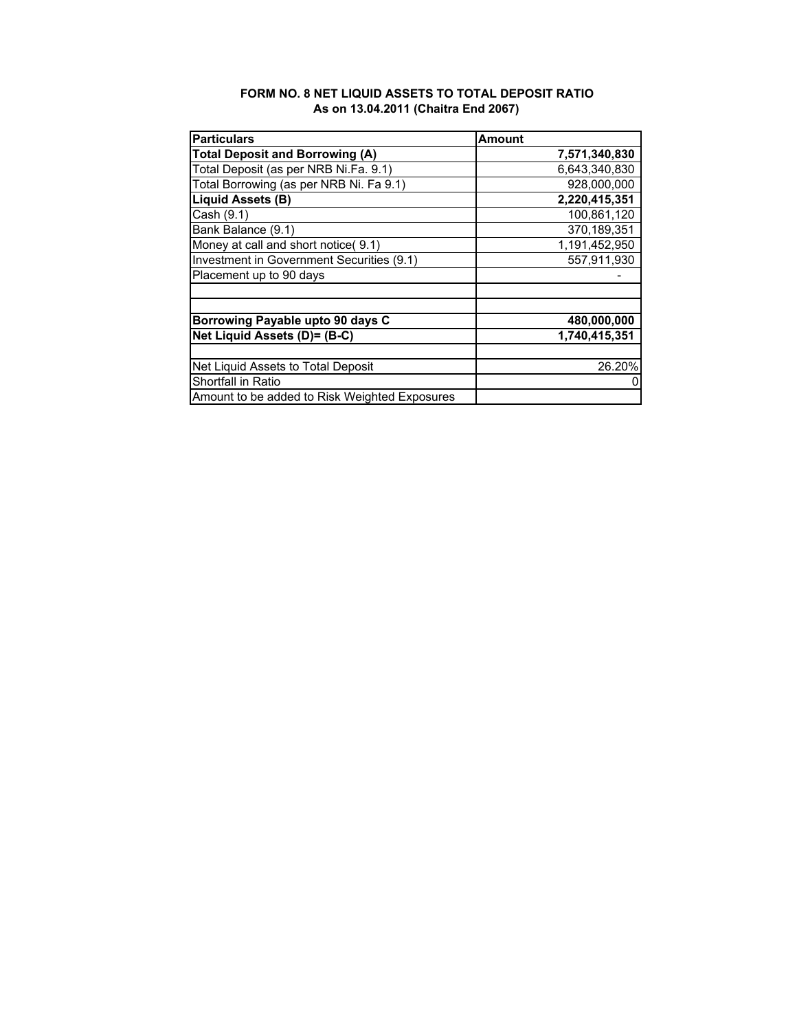**FORM NO. 8 NET LIQUID ASSETS TO TOTAL DEPOSIT RATIO**
**As on 13.04.2011 (Chaitra End 2067)**

| Particulars | Amount |
|---|---|
| **Total Deposit and Borrowing (A)** | **7,571,340,830** |
| Total Deposit (as per NRB Ni.Fa. 9.1) | 6,643,340,830 |
| Total Borrowing (as per NRB Ni. Fa 9.1) | 928,000,000 |
| **Liquid Assets (B)** | **2,220,415,351** |
| Cash (9.1) | 100,861,120 |
| Bank Balance (9.1) | 370,189,351 |
| Money at call and short notice( 9.1) | 1,191,452,950 |
| Investment in Government Securities (9.1) | 557,911,930 |
| Placement up to 90 days | - |
| | |
| | |
| **Borrowing Payable upto 90 days C** | **480,000,000** |
| **Net Liquid Assets (D)= (B-C)** | **1,740,415,351** |
| | |
| Net Liquid Assets to Total Deposit | 26.20% |
| Shortfall in Ratio | 0 |
| Amount to be added to Risk Weighted Exposures | |